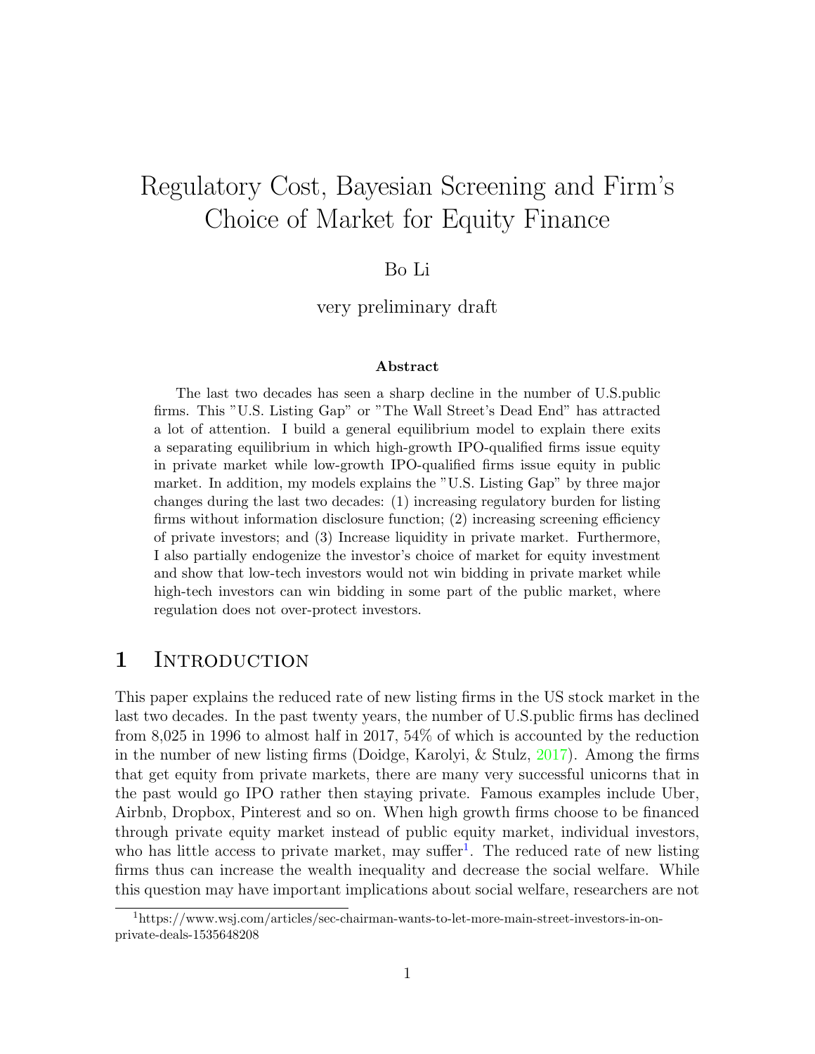# Regulatory Cost, Bayesian Screening and Firm's Choice of Market for Equity Finance

Bo Li

very preliminary draft

**Abstract**

The last two decades has seen a sharp decline in the number of U.S.public firms. This "U.S. Listing Gap" or "The Wall Street's Dead End" has attracted a lot of attention. I build a general equilibrium model to explain there exits a separating equilibrium in which high-growth IPO-qualified firms issue equity in private market while low-growth IPO-qualified firms issue equity in public market. In addition, my models explains the "U.S. Listing Gap" by three major changes during the last two decades: (1) increasing regulatory burden for listing firms without information disclosure function; (2) increasing screening efficiency of private investors; and (3) Increase liquidity in private market. Furthermore, I also partially endogenize the investor's choice of market for equity investment and show that low-tech investors would not win bidding in private market while high-tech investors can win bidding in some part of the public market, where regulation does not over-protect investors.

## 1 Introduction

This paper explains the reduced rate of new listing firms in the US stock market in the last two decades. In the past twenty years, the number of U.S.public firms has declined from 8,025 in 1996 to almost half in 2017, 54% of which is accounted by the reduction in the number of new listing firms (Doidge, Karolyi, & Stulz, 2017). Among the firms that get equity from private markets, there are many very successful unicorns that in the past would go IPO rather then staying private. Famous examples include Uber, Airbnb, Dropbox, Pinterest and so on. When high growth firms choose to be financed through private equity market instead of public equity market, individual investors, who has little access to private market, may suffer[1]. The reduced rate of new listing firms thus can increase the wealth inequality and decrease the social welfare. While this question may have important implications about social welfare, researchers are not

[1] https://www.wsj.com/articles/sec-chairman-wants-to-let-more-main-street-investors-in-on-private-deals-1535648208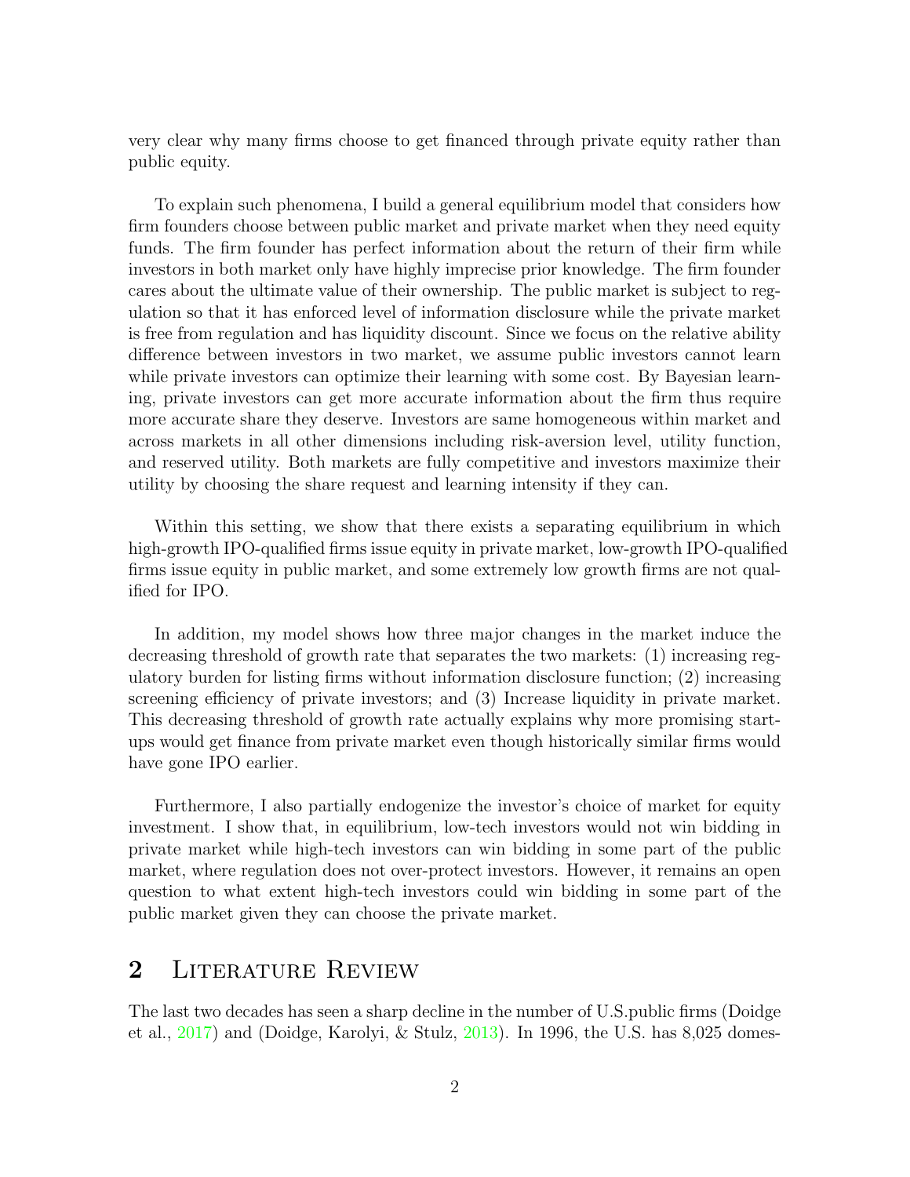very clear why many firms choose to get financed through private equity rather than public equity.

To explain such phenomena, I build a general equilibrium model that considers how firm founders choose between public market and private market when they need equity funds. The firm founder has perfect information about the return of their firm while investors in both market only have highly imprecise prior knowledge. The firm founder cares about the ultimate value of their ownership. The public market is subject to regulation so that it has enforced level of information disclosure while the private market is free from regulation and has liquidity discount. Since we focus on the relative ability difference between investors in two market, we assume public investors cannot learn while private investors can optimize their learning with some cost. By Bayesian learning, private investors can get more accurate information about the firm thus require more accurate share they deserve. Investors are same homogeneous within market and across markets in all other dimensions including risk-aversion level, utility function, and reserved utility. Both markets are fully competitive and investors maximize their utility by choosing the share request and learning intensity if they can.

Within this setting, we show that there exists a separating equilibrium in which high-growth IPO-qualified firms issue equity in private market, low-growth IPO-qualified firms issue equity in public market, and some extremely low growth firms are not qualified for IPO.

In addition, my model shows how three major changes in the market induce the decreasing threshold of growth rate that separates the two markets: (1) increasing regulatory burden for listing firms without information disclosure function; (2) increasing screening efficiency of private investors; and (3) Increase liquidity in private market. This decreasing threshold of growth rate actually explains why more promising startups would get finance from private market even though historically similar firms would have gone IPO earlier.

Furthermore, I also partially endogenize the investor's choice of market for equity investment. I show that, in equilibrium, low-tech investors would not win bidding in private market while high-tech investors can win bidding in some part of the public market, where regulation does not over-protect investors. However, it remains an open question to what extent high-tech investors could win bidding in some part of the public market given they can choose the private market.

## 2 Literature Review

The last two decades has seen a sharp decline in the number of U.S.public firms (Doidge et al., 2017) and (Doidge, Karolyi, & Stulz, 2013). In 1996, the U.S. has 8,025 domes-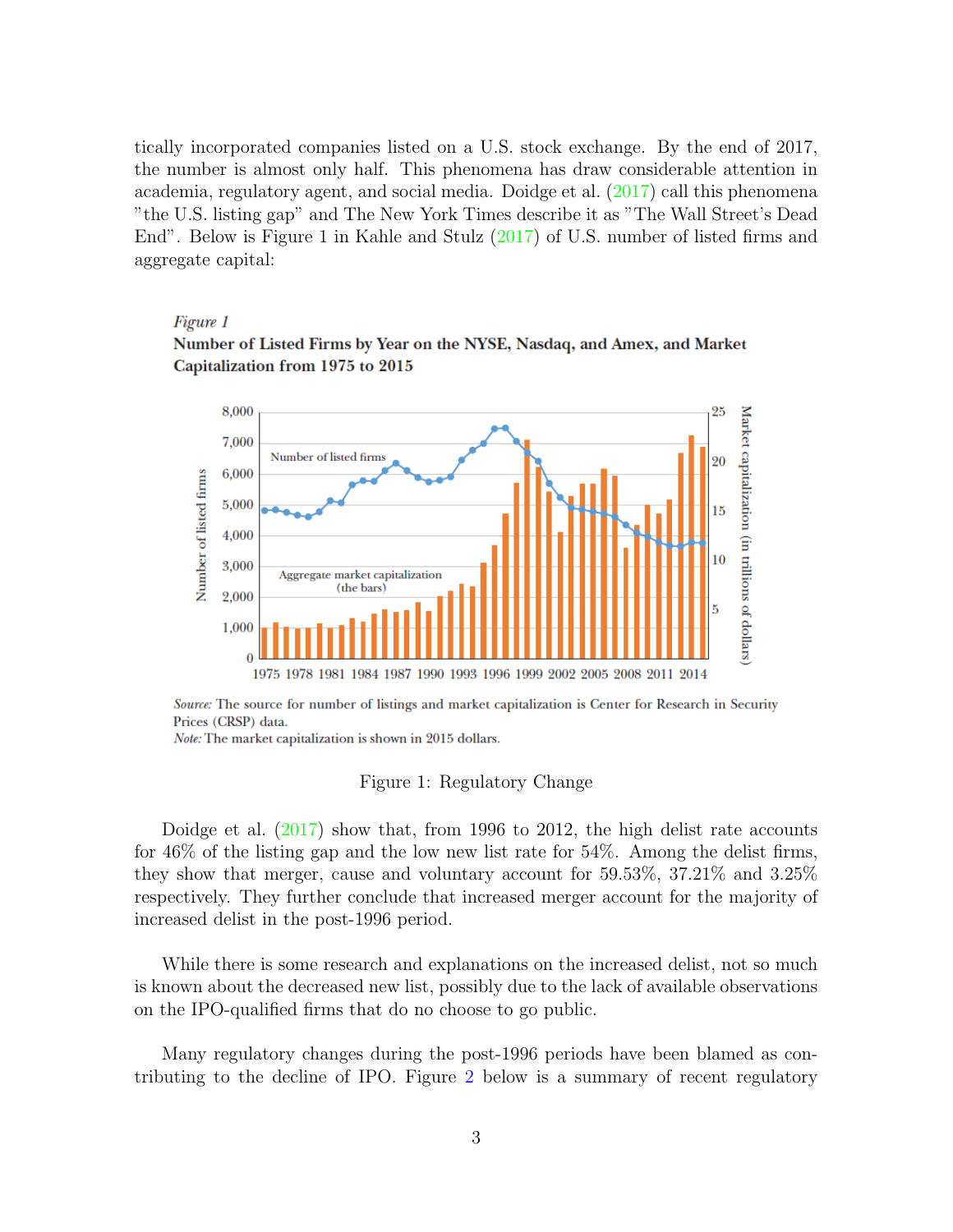tically incorporated companies listed on a U.S. stock exchange. By the end of 2017, the number is almost only half. This phenomena has draw considerable attention in academia, regulatory agent, and social media. Doidge et al. (2017) call this phenomena "the U.S. listing gap" and The New York Times describe it as "The Wall Street's Dead End". Below is Figure 1 in Kahle and Stulz (2017) of U.S. number of listed firms and aggregate capital:

*Figure 1*

**Number of Listed Firms by Year on the NYSE, Nasdaq, and Amex, and Market Capitalization from 1975 to 2015**

*Source:* The source for number of listings and market capitalization is Center for Research in Security Prices (CRSP) data.
*Note:* The market capitalization is shown in 2015 dollars.

Figure 1: Regulatory Change

Doidge et al. (2017) show that, from 1996 to 2012, the high delist rate accounts for 46% of the listing gap and the low new list rate for 54%. Among the delist firms, they show that merger, cause and voluntary account for 59.53%, 37.21% and 3.25% respectively. They further conclude that increased merger account for the majority of increased delist in the post-1996 period.

While there is some research and explanations on the increased delist, not so much is known about the decreased new list, possibly due to the lack of available observations on the IPO-qualified firms that do no choose to go public.

Many regulatory changes during the post-1996 periods have been blamed as contributing to the decline of IPO. Figure 2 below is a summary of recent regulatory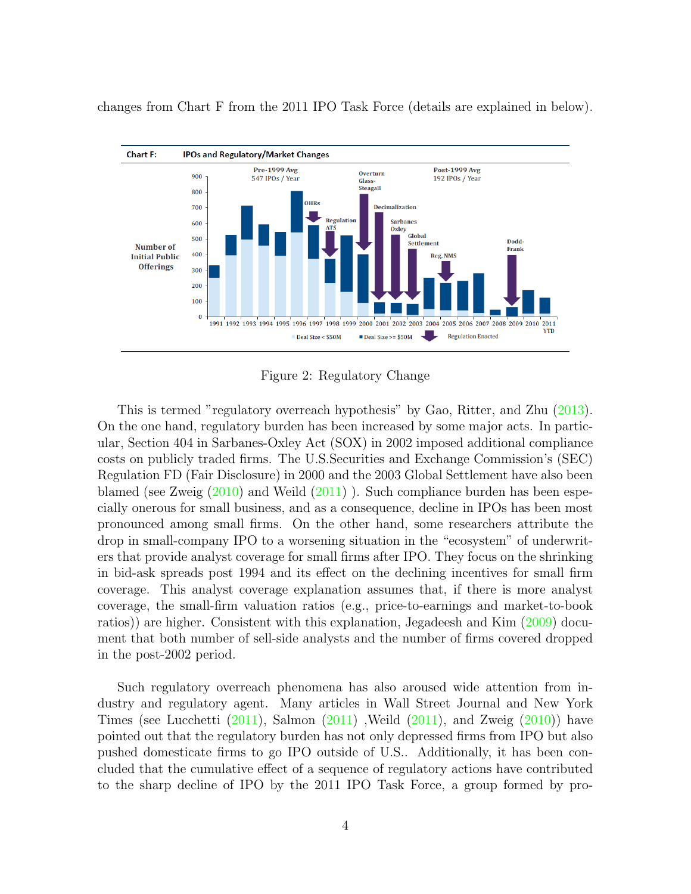changes from Chart F from the 2011 IPO Task Force (details are explained in below).

Figure 2: Regulatory Change

This is termed "regulatory overreach hypothesis" by Gao, Ritter, and Zhu (2013). On the one hand, regulatory burden has been increased by some major acts. In particular, Section 404 in Sarbanes-Oxley Act (SOX) in 2002 imposed additional compliance costs on publicly traded firms. The U.S.Securities and Exchange Commission's (SEC) Regulation FD (Fair Disclosure) in 2000 and the 2003 Global Settlement have also been blamed (see Zweig (2010) and Weild (2011) ). Such compliance burden has been especially onerous for small business, and as a consequence, decline in IPOs has been most pronounced among small firms. On the other hand, some researchers attribute the drop in small-company IPO to a worsening situation in the "ecosystem" of underwriters that provide analyst coverage for small firms after IPO. They focus on the shrinking in bid-ask spreads post 1994 and its effect on the declining incentives for small firm coverage. This analyst coverage explanation assumes that, if there is more analyst coverage, the small-firm valuation ratios (e.g., price-to-earnings and market-to-book ratios)) are higher. Consistent with this explanation, Jegadeesh and Kim (2009) document that both number of sell-side analysts and the number of firms covered dropped in the post-2002 period.

Such regulatory overreach phenomena has also aroused wide attention from industry and regulatory agent. Many articles in Wall Street Journal and New York Times (see Lucchetti (2011), Salmon (2011) ,Weild (2011), and Zweig (2010)) have pointed out that the regulatory burden has not only depressed firms from IPO but also pushed domesticate firms to go IPO outside of U.S.. Additionally, it has been concluded that the cumulative effect of a sequence of regulatory actions have contributed to the sharp decline of IPO by the 2011 IPO Task Force, a group formed by pro-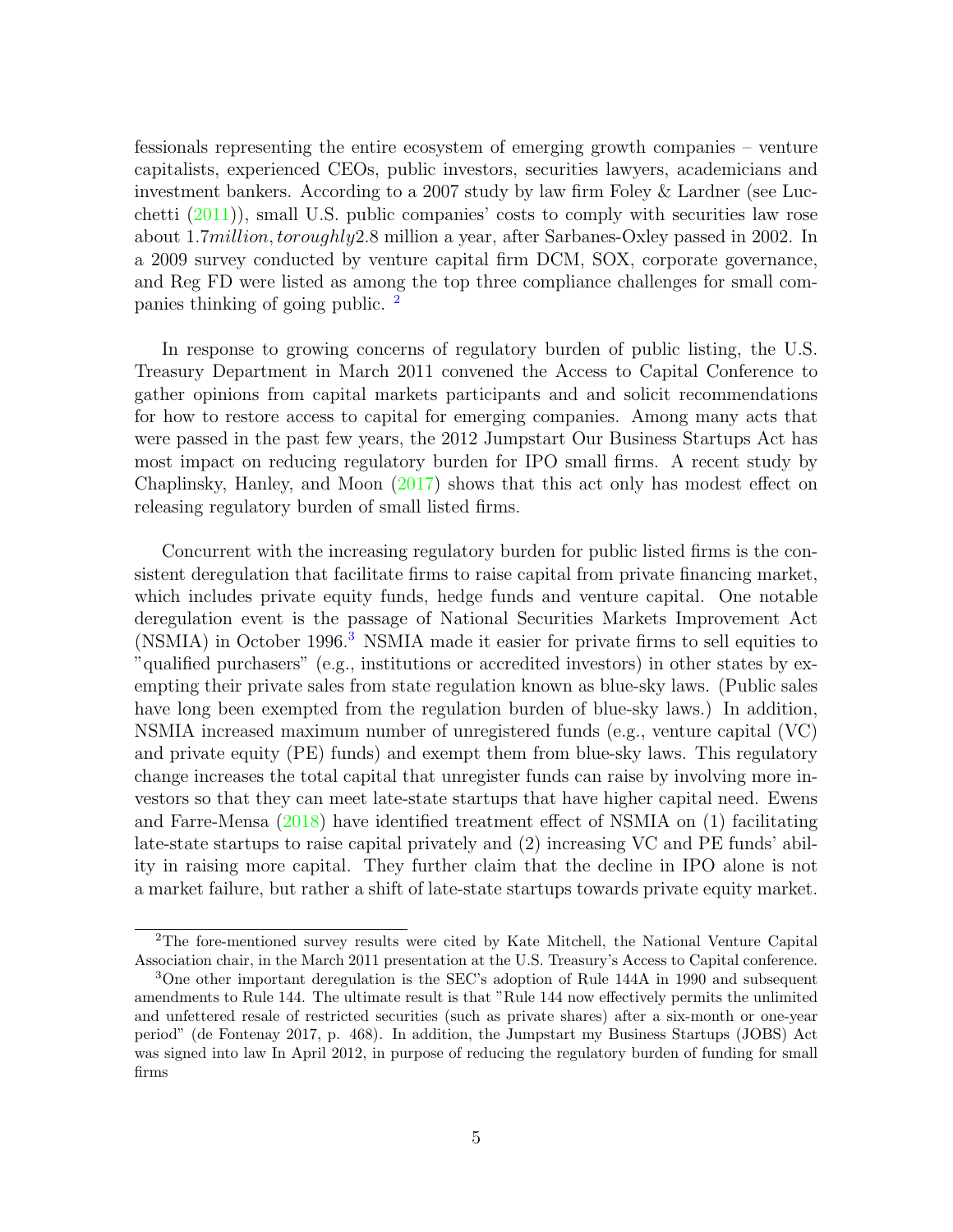fessionals representing the entire ecosystem of emerging growth companies – venture capitalists, experienced CEOs, public investors, securities lawyers, academicians and investment bankers. According to a 2007 study by law firm Foley & Lardner (see Lucchetti (2011)), small U.S. public companies' costs to comply with securities law rose about 1.7*million, toroughly*2.8 million a year, after Sarbanes-Oxley passed in 2002. In a 2009 survey conducted by venture capital firm DCM, SOX, corporate governance, and Reg FD were listed as among the top three compliance challenges for small companies thinking of going public. [2]

In response to growing concerns of regulatory burden of public listing, the U.S. Treasury Department in March 2011 convened the Access to Capital Conference to gather opinions from capital markets participants and and solicit recommendations for how to restore access to capital for emerging companies. Among many acts that were passed in the past few years, the 2012 Jumpstart Our Business Startups Act has most impact on reducing regulatory burden for IPO small firms. A recent study by Chaplinsky, Hanley, and Moon (2017) shows that this act only has modest effect on releasing regulatory burden of small listed firms.

Concurrent with the increasing regulatory burden for public listed firms is the consistent deregulation that facilitate firms to raise capital from private financing market, which includes private equity funds, hedge funds and venture capital. One notable deregulation event is the passage of National Securities Markets Improvement Act (NSMIA) in October 1996.[3] NSMIA made it easier for private firms to sell equities to "qualified purchasers" (e.g., institutions or accredited investors) in other states by exempting their private sales from state regulation known as blue-sky laws. (Public sales have long been exempted from the regulation burden of blue-sky laws.) In addition, NSMIA increased maximum number of unregistered funds (e.g., venture capital (VC) and private equity (PE) funds) and exempt them from blue-sky laws. This regulatory change increases the total capital that unregister funds can raise by involving more investors so that they can meet late-state startups that have higher capital need. Ewens and Farre-Mensa (2018) have identified treatment effect of NSMIA on (1) facilitating late-state startups to raise capital privately and (2) increasing VC and PE funds' ability in raising more capital. They further claim that the decline in IPO alone is not a market failure, but rather a shift of late-state startups towards private equity market.

---

[2] The fore-mentioned survey results were cited by Kate Mitchell, the National Venture Capital Association chair, in the March 2011 presentation at the U.S. Treasury's Access to Capital conference.

[3] One other important deregulation is the SEC's adoption of Rule 144A in 1990 and subsequent amendments to Rule 144. The ultimate result is that "Rule 144 now effectively permits the unlimited and unfettered resale of restricted securities (such as private shares) after a six-month or one-year period" (de Fontenay 2017, p. 468). In addition, the Jumpstart my Business Startups (JOBS) Act was signed into law In April 2012, in purpose of reducing the regulatory burden of funding for small firms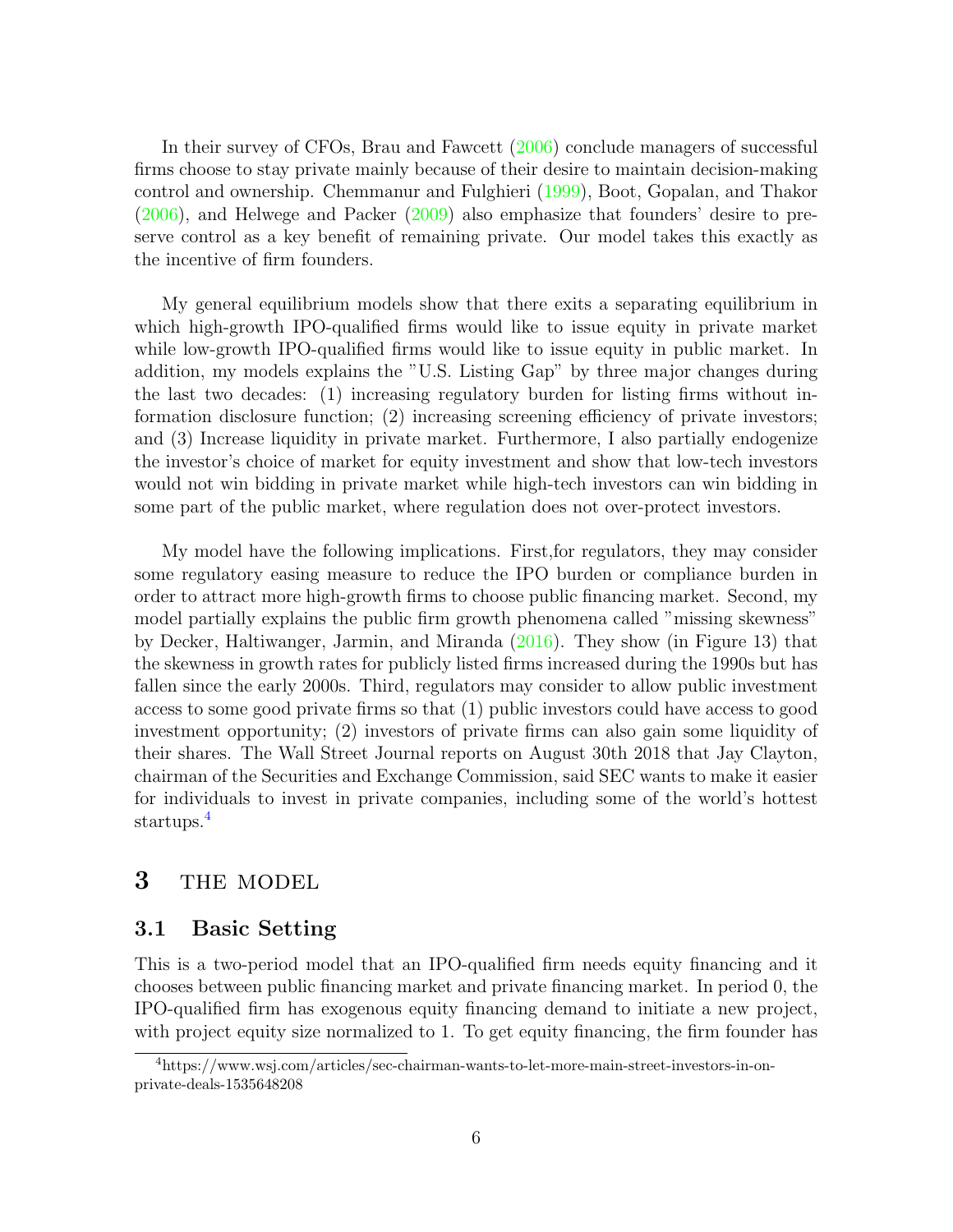In their survey of CFOs, Brau and Fawcett (2006) conclude managers of successful firms choose to stay private mainly because of their desire to maintain decision-making control and ownership. Chemmanur and Fulghieri (1999), Boot, Gopalan, and Thakor (2006), and Helwege and Packer (2009) also emphasize that founders' desire to preserve control as a key benefit of remaining private. Our model takes this exactly as the incentive of firm founders.

My general equilibrium models show that there exits a separating equilibrium in which high-growth IPO-qualified firms would like to issue equity in private market while low-growth IPO-qualified firms would like to issue equity in public market. In addition, my models explains the "U.S. Listing Gap" by three major changes during the last two decades: (1) increasing regulatory burden for listing firms without information disclosure function; (2) increasing screening efficiency of private investors; and (3) Increase liquidity in private market. Furthermore, I also partially endogenize the investor's choice of market for equity investment and show that low-tech investors would not win bidding in private market while high-tech investors can win bidding in some part of the public market, where regulation does not over-protect investors.

My model have the following implications. First,for regulators, they may consider some regulatory easing measure to reduce the IPO burden or compliance burden in order to attract more high-growth firms to choose public financing market. Second, my model partially explains the public firm growth phenomena called "missing skewness" by Decker, Haltiwanger, Jarmin, and Miranda (2016). They show (in Figure 13) that the skewness in growth rates for publicly listed firms increased during the 1990s but has fallen since the early 2000s. Third, regulators may consider to allow public investment access to some good private firms so that (1) public investors could have access to good investment opportunity; (2) investors of private firms can also gain some liquidity of their shares. The Wall Street Journal reports on August 30th 2018 that Jay Clayton, chairman of the Securities and Exchange Commission, said SEC wants to make it easier for individuals to invest in private companies, including some of the world's hottest startups.[4]

# 3 THE MODEL

## 3.1 Basic Setting

This is a two-period model that an IPO-qualified firm needs equity financing and it chooses between public financing market and private financing market. In period 0, the IPO-qualified firm has exogenous equity financing demand to initiate a new project, with project equity size normalized to 1. To get equity financing, the firm founder has

[4]https://www.wsj.com/articles/sec-chairman-wants-to-let-more-main-street-investors-in-on-private-deals-1535648208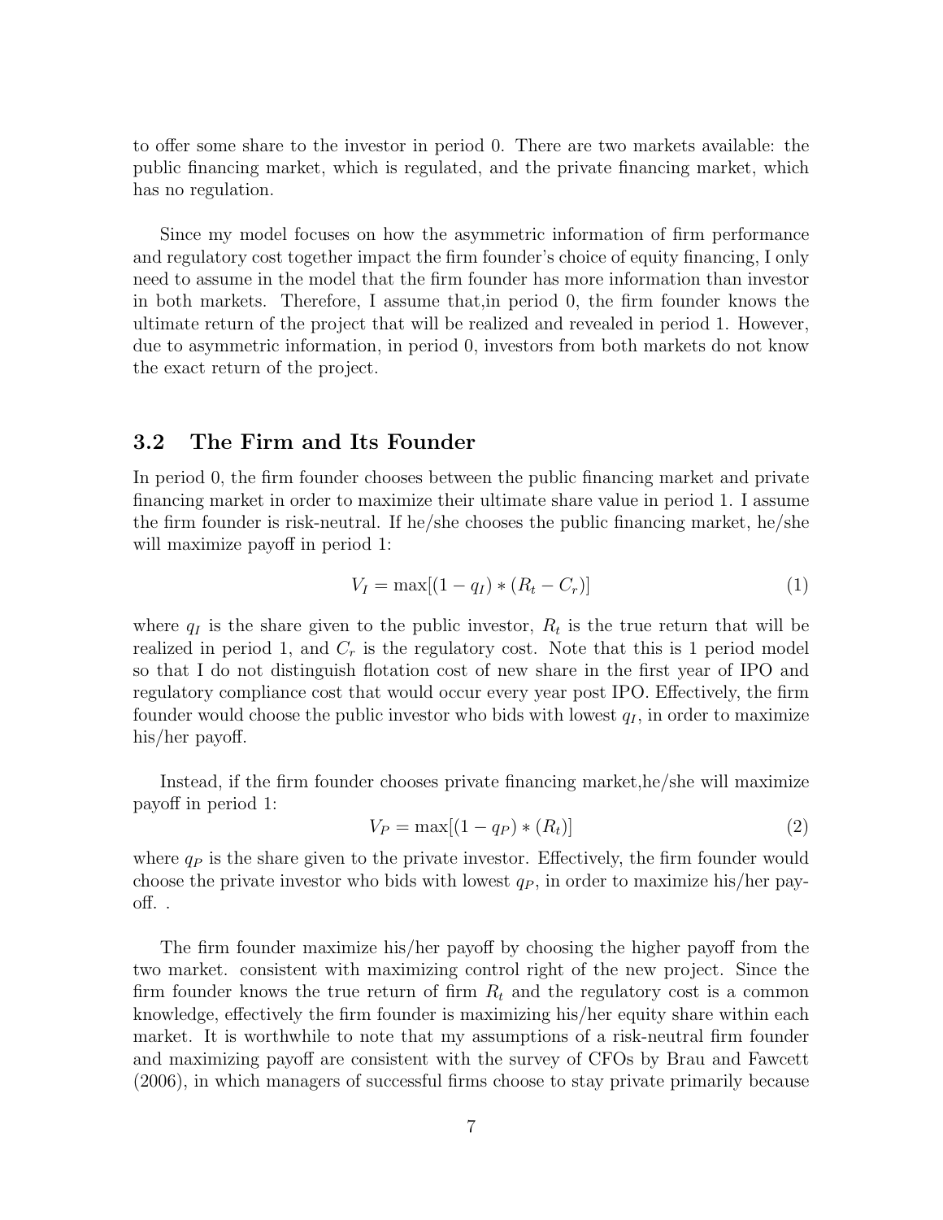to offer some share to the investor in period 0. There are two markets available: the public financing market, which is regulated, and the private financing market, which has no regulation.

Since my model focuses on how the asymmetric information of firm performance and regulatory cost together impact the firm founder's choice of equity financing, I only need to assume in the model that the firm founder has more information than investor in both markets. Therefore, I assume that,in period 0, the firm founder knows the ultimate return of the project that will be realized and revealed in period 1. However, due to asymmetric information, in period 0, investors from both markets do not know the exact return of the project.

## 3.2 The Firm and Its Founder

In period 0, the firm founder chooses between the public financing market and private financing market in order to maximize their ultimate share value in period 1. I assume the firm founder is risk-neutral. If he/she chooses the public financing market, he/she will maximize payoff in period 1:

$$V_I = \max[(1 - q_I) * (R_t - C_r)] \tag{1}$$

where $q_I$ is the share given to the public investor, $R_t$ is the true return that will be realized in period 1, and $C_r$ is the regulatory cost. Note that this is 1 period model so that I do not distinguish flotation cost of new share in the first year of IPO and regulatory compliance cost that would occur every year post IPO. Effectively, the firm founder would choose the public investor who bids with lowest $q_I$, in order to maximize his/her payoff.

Instead, if the firm founder chooses private financing market,he/she will maximize payoff in period 1:

$$V_P = \max[(1 - q_P) * (R_t)] \tag{2}$$

where $q_P$ is the share given to the private investor. Effectively, the firm founder would choose the private investor who bids with lowest $q_P$, in order to maximize his/her payoff. .

The firm founder maximize his/her payoff by choosing the higher payoff from the two market. consistent with maximizing control right of the new project. Since the firm founder knows the true return of firm $R_t$ and the regulatory cost is a common knowledge, effectively the firm founder is maximizing his/her equity share within each market. It is worthwhile to note that my assumptions of a risk-neutral firm founder and maximizing payoff are consistent with the survey of CFOs by Brau and Fawcett (2006), in which managers of successful firms choose to stay private primarily because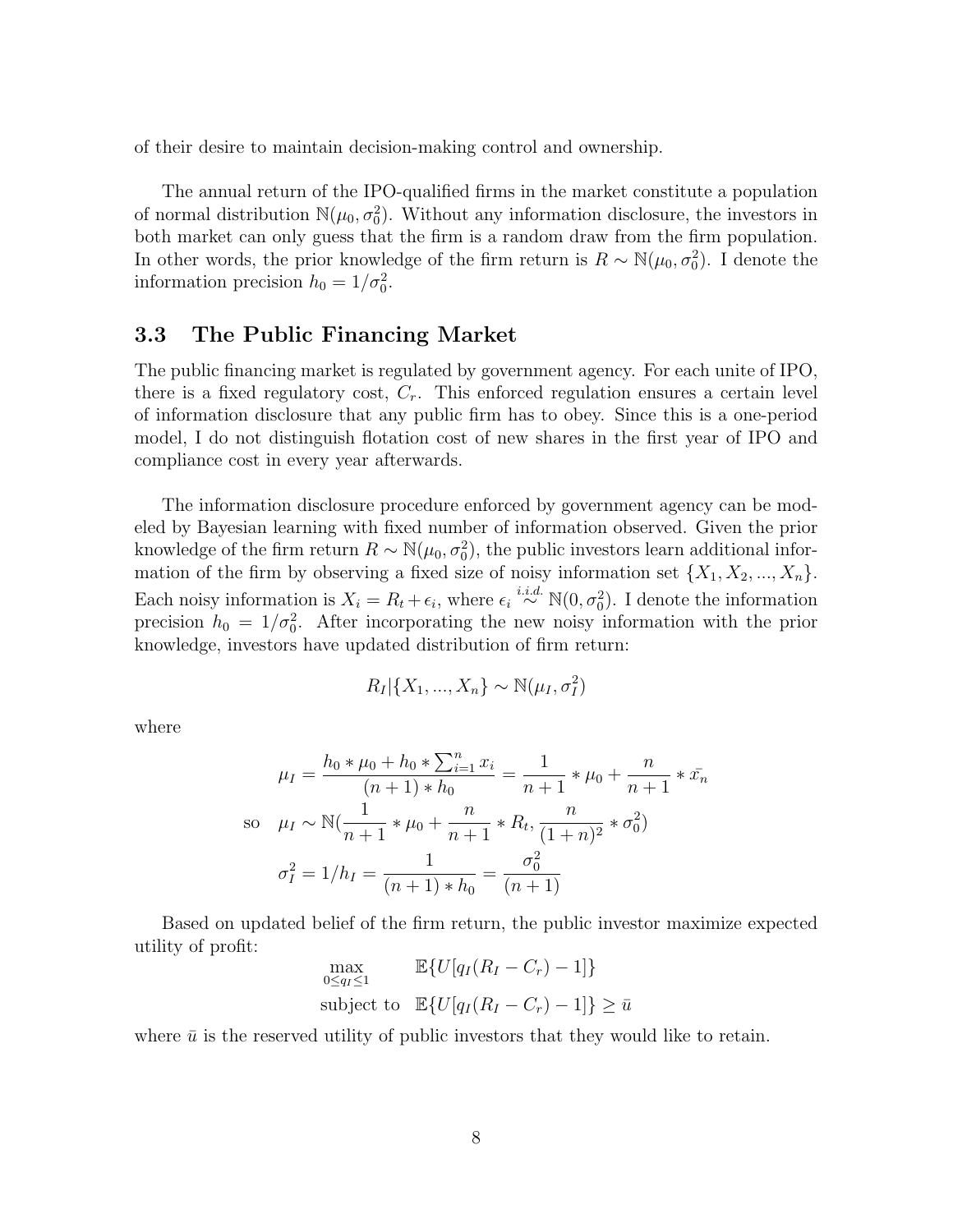of their desire to maintain decision-making control and ownership.

The annual return of the IPO-qualified firms in the market constitute a population of normal distribution $\mathbb{N}(\mu_0, \sigma_0^2)$. Without any information disclosure, the investors in both market can only guess that the firm is a random draw from the firm population. In other words, the prior knowledge of the firm return is $R \sim \mathbb{N}(\mu_0, \sigma_0^2)$. I denote the information precision $h_0 = 1/\sigma_0^2$.

### 3.3 The Public Financing Market

The public financing market is regulated by government agency. For each unite of IPO, there is a fixed regulatory cost, $C_r$. This enforced regulation ensures a certain level of information disclosure that any public firm has to obey. Since this is a one-period model, I do not distinguish flotation cost of new shares in the first year of IPO and compliance cost in every year afterwards.

The information disclosure procedure enforced by government agency can be modeled by Bayesian learning with fixed number of information observed. Given the prior knowledge of the firm return $R \sim \mathbb{N}(\mu_0, \sigma_0^2)$, the public investors learn additional information of the firm by observing a fixed size of noisy information set $\{X_1, X_2, ..., X_n\}$. Each noisy information is $X_i = R_t + \epsilon_i$, where $\epsilon_i \overset{i.i.d.}{\sim} \mathbb{N}(0, \sigma_0^2)$. I denote the information precision $h_0 = 1/\sigma_0^2$. After incorporating the new noisy information with the prior knowledge, investors have updated distribution of firm return:

$$R_I | \{X_1, ..., X_n\} \sim \mathbb{N}(\mu_I, \sigma_I^2)$$

where

$$\mu_I = \frac{h_0 * \mu_0 + h_0 * \sum_{i=1}^{n} x_i}{(n+1) * h_0} = \frac{1}{n+1} * \mu_0 + \frac{n}{n+1} * \bar{x_n}$$

$$\text{so} \quad \mu_I \sim \mathbb{N}\left(\frac{1}{n+1} * \mu_0 + \frac{n}{n+1} * R_t, \frac{n}{(1+n)^2} * \sigma_0^2\right)$$

$$\sigma_I^2 = 1/h_I = \frac{1}{(n+1) * h_0} = \frac{\sigma_0^2}{(n+1)}$$

Based on updated belief of the firm return, the public investor maximize expected utility of profit:

$$\max_{0 \leq q_I \leq 1} \quad \mathbb{E}\{U[q_I(R_I - C_r) - 1]\}$$

$$\text{subject to} \quad \mathbb{E}\{U[q_I(R_I - C_r) - 1]\} \geq \bar{u}$$

where $\bar{u}$ is the reserved utility of public investors that they would like to retain.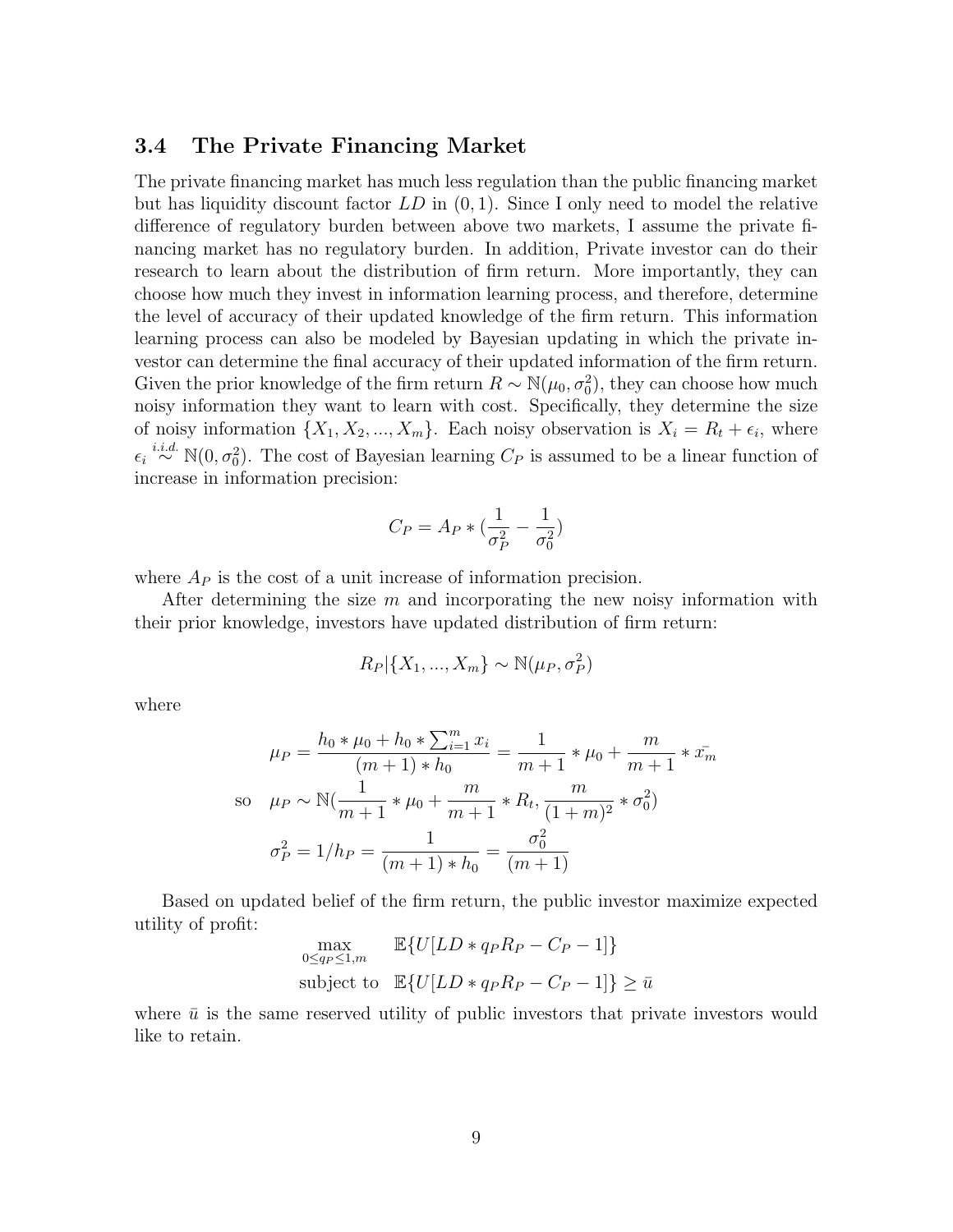### 3.4 The Private Financing Market

The private financing market has much less regulation than the public financing market but has liquidity discount factor $LD$ in $(0, 1)$. Since I only need to model the relative difference of regulatory burden between above two markets, I assume the private financing market has no regulatory burden. In addition, Private investor can do their research to learn about the distribution of firm return. More importantly, they can choose how much they invest in information learning process, and therefore, determine the level of accuracy of their updated knowledge of the firm return. This information learning process can also be modeled by Bayesian updating in which the private investor can determine the final accuracy of their updated information of the firm return. Given the prior knowledge of the firm return $R \sim \mathbb{N}(\mu_0, \sigma_0^2)$, they can choose how much noisy information they want to learn with cost. Specifically, they determine the size of noisy information $\{X_1, X_2, ..., X_m\}$. Each noisy observation is $X_i = R_t + \epsilon_i$, where $\epsilon_i \overset{i.i.d.}{\sim} \mathbb{N}(0, \sigma_0^2)$. The cost of Bayesian learning $C_P$ is assumed to be a linear function of increase in information precision:

$$C_P = A_P * (\frac{1}{\sigma_P^2} - \frac{1}{\sigma_0^2})$$

where $A_P$ is the cost of a unit increase of information precision.

After determining the size $m$ and incorporating the new noisy information with their prior knowledge, investors have updated distribution of firm return:

$$R_P | \{X_1, ..., X_m\} \sim \mathbb{N}(\mu_P, \sigma_P^2)$$

where

$$\mu_P = \frac{h_0 * \mu_0 + h_0 * \sum_{i=1}^{m} x_i}{(m+1) * h_0} = \frac{1}{m+1} * \mu_0 + \frac{m}{m+1} * \bar{x_m}$$

$$\text{so} \quad \mu_P \sim \mathbb{N}(\frac{1}{m+1} * \mu_0 + \frac{m}{m+1} * R_t, \frac{m}{(1+m)^2} * \sigma_0^2)$$

$$\sigma_P^2 = 1/h_P = \frac{1}{(m+1) * h_0} = \frac{\sigma_0^2}{(m+1)}$$

Based on updated belief of the firm return, the public investor maximize expected utility of profit:

$$\max_{0 \le q_P \le 1, m} \quad \mathbb{E}\{U[LD * q_P R_P - C_P - 1]\}$$

$$\text{subject to} \quad \mathbb{E}\{U[LD * q_P R_P - C_P - 1]\} \ge \bar{u}$$

where $\bar{u}$ is the same reserved utility of public investors that private investors would like to retain.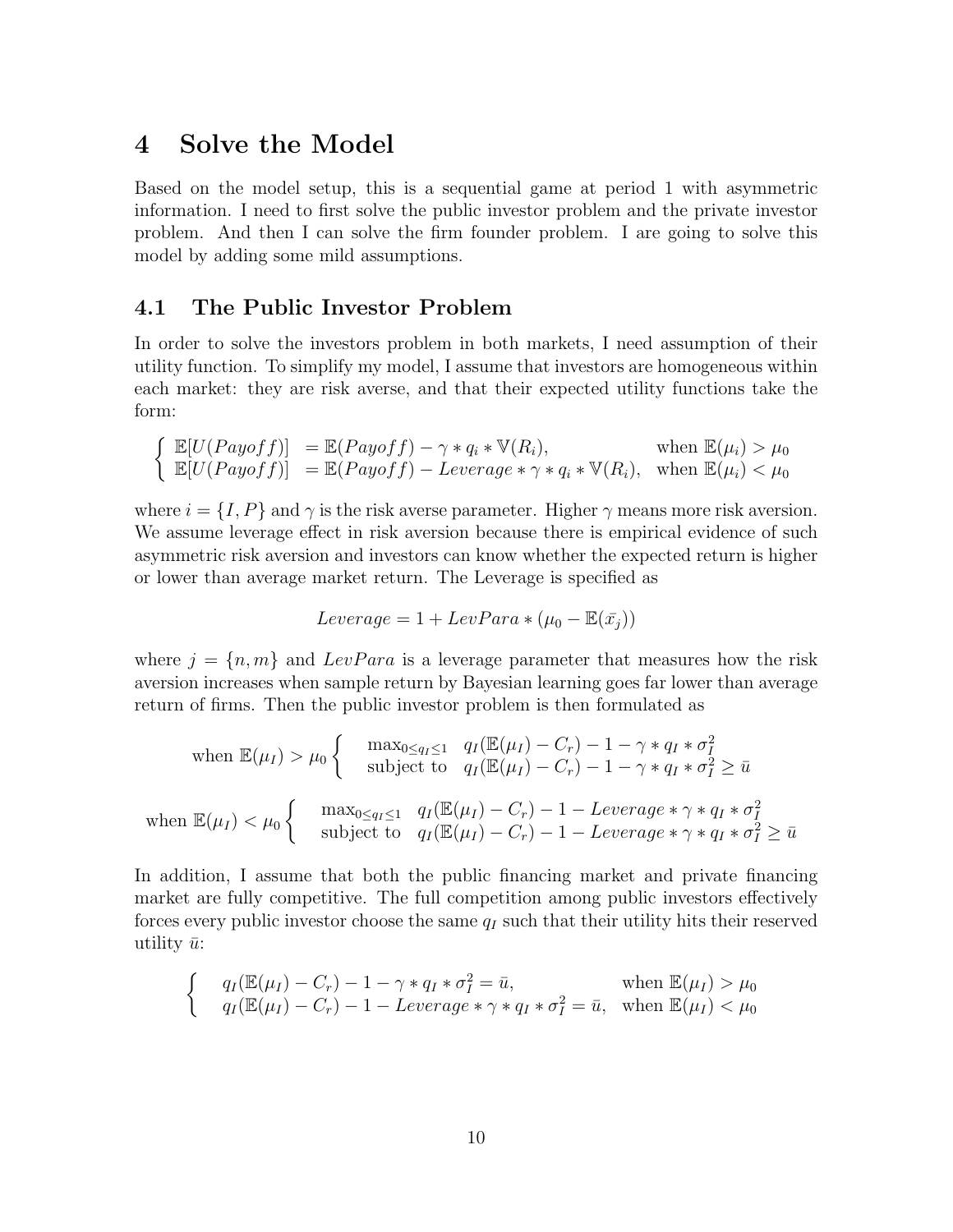# 4 Solve the Model

Based on the model setup, this is a sequential game at period 1 with asymmetric information. I need to first solve the public investor problem and the private investor problem. And then I can solve the firm founder problem. I are going to solve this model by adding some mild assumptions.

## 4.1 The Public Investor Problem

In order to solve the investors problem in both markets, I need assumption of their utility function. To simplify my model, I assume that investors are homogeneous within each market: they are risk averse, and that their expected utility functions take the form:

$$
\begin{cases}
\mathbb{E}[U(Payoff)] = \mathbb{E}(Payoff) - \gamma * q_i * \mathbb{V}(R_i), & \text{when } \mathbb{E}(\mu_i) > \mu_0 \\
\mathbb{E}[U(Payoff)] = \mathbb{E}(Payoff) - Leverage * \gamma * q_i * \mathbb{V}(R_i), & \text{when } \mathbb{E}(\mu_i) < \mu_0
\end{cases}
$$

where $i = \{I, P\}$ and $\gamma$ is the risk averse parameter. Higher $\gamma$ means more risk aversion. We assume leverage effect in risk aversion because there is empirical evidence of such asymmetric risk aversion and investors can know whether the expected return is higher or lower than average market return. The Leverage is specified as

$$
Leverage = 1 + LevPara * (\mu_0 - \mathbb{E}(\bar{x_j}))
$$

where $j = \{n, m\}$ and $LevPara$ is a leverage parameter that measures how the risk aversion increases when sample return by Bayesian learning goes far lower than average return of firms. Then the public investor problem is then formulated as

$$
\text{when } \mathbb{E}(\mu_I) > \mu_0 \begin{cases}
\max_{0 \leq q_I \leq 1} & q_I(\mathbb{E}(\mu_I) - C_r) - 1 - \gamma * q_I * \sigma_I^2 \\
\text{subject to} & q_I(\mathbb{E}(\mu_I) - C_r) - 1 - \gamma * q_I * \sigma_I^2 \geq \bar{u}
\end{cases}
$$

$$
\text{when } \mathbb{E}(\mu_I) < \mu_0 \begin{cases}
\max_{0 \leq q_I \leq 1} & q_I(\mathbb{E}(\mu_I) - C_r) - 1 - Leverage * \gamma * q_I * \sigma_I^2 \\
\text{subject to} & q_I(\mathbb{E}(\mu_I) - C_r) - 1 - Leverage * \gamma * q_I * \sigma_I^2 \geq \bar{u}
\end{cases}
$$

In addition, I assume that both the public financing market and private financing market are fully competitive. The full competition among public investors effectively forces every public investor choose the same $q_I$ such that their utility hits their reserved utility $\bar{u}$:

$$
\begin{cases}
q_I(\mathbb{E}(\mu_I) - C_r) - 1 - \gamma * q_I * \sigma_I^2 = \bar{u}, & \text{when } \mathbb{E}(\mu_I) > \mu_0 \\
q_I(\mathbb{E}(\mu_I) - C_r) - 1 - Leverage * \gamma * q_I * \sigma_I^2 = \bar{u}, & \text{when } \mathbb{E}(\mu_I) < \mu_0
\end{cases}
$$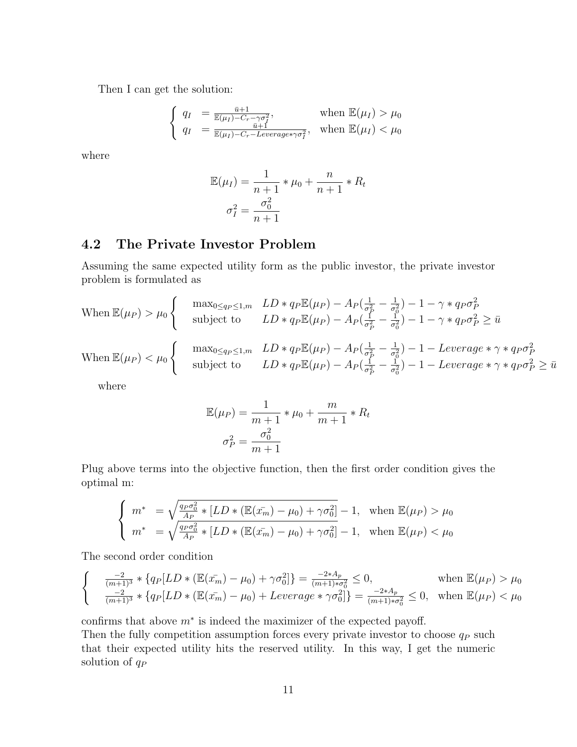Then I can get the solution:

$$
\begin{cases}
q_I &= \frac{\bar{u}+1}{\mathbb{E}(\mu_I)-C_r-\gamma\sigma_I^2}, \quad \text{when } \mathbb{E}(\mu_I) > \mu_0 \\
q_I &= \frac{\bar{u}+1}{\mathbb{E}(\mu_I)-C_r-Leverage*\gamma\sigma_I^2}, \quad \text{when } \mathbb{E}(\mu_I) < \mu_0
\end{cases}
$$

where

$$
\mathbb{E}(\mu_I) = \frac{1}{n+1} * \mu_0 + \frac{n}{n+1} * R_t
$$

$$
\sigma_I^2 = \frac{\sigma_0^2}{n+1}
$$

## 4.2 The Private Investor Problem

Assuming the same expected utility form as the public investor, the private investor problem is formulated as

$$
\text{When } \mathbb{E}(\mu_P) > \mu_0 \begin{cases}
\max_{0 \le q_P \le 1, m} & LD * q_P \mathbb{E}(\mu_P) - A_P(\frac{1}{\sigma_P^2} - \frac{1}{\sigma_0^2}) - 1 - \gamma * q_P \sigma_P^2 \\
\text{subject to} & LD * q_P \mathbb{E}(\mu_P) - A_P(\frac{1}{\sigma_P^2} - \frac{1}{\sigma_0^2}) - 1 - \gamma * q_P \sigma_P^2 \ge \bar{u}
\end{cases}
$$

$$
\text{When } \mathbb{E}(\mu_P) < \mu_0 \begin{cases}
\max_{0 \le q_P \le 1, m} & LD * q_P \mathbb{E}(\mu_P) - A_P(\frac{1}{\sigma_P^2} - \frac{1}{\sigma_0^2}) - 1 - Leverage * \gamma * q_P \sigma_P^2 \\
\text{subject to} & LD * q_P \mathbb{E}(\mu_P) - A_P(\frac{1}{\sigma_P^2} - \frac{1}{\sigma_0^2}) - 1 - Leverage * \gamma * q_P \sigma_P^2 \ge \bar{u}
\end{cases}
$$

where

$$
\mathbb{E}(\mu_P) = \frac{1}{m+1} * \mu_0 + \frac{m}{m+1} * R_t
$$

$$
\sigma_P^2 = \frac{\sigma_0^2}{m+1}
$$

Plug above terms into the objective function, then the first order condition gives the optimal m:

$$
\begin{cases}
m^* &= \sqrt{\frac{q_P\sigma_0^2}{A_P} * [LD * (\mathbb{E}(\bar{x_m}) - \mu_0) + \gamma\sigma_0^2]} - 1, \quad \text{when } \mathbb{E}(\mu_P) > \mu_0 \\
m^* &= \sqrt{\frac{q_P\sigma_0^2}{A_P} * [LD * (\mathbb{E}(\bar{x_m}) - \mu_0) + \gamma\sigma_0^2]} - 1, \quad \text{when } \mathbb{E}(\mu_P) < \mu_0
\end{cases}
$$

The second order condition

$$
\begin{cases}
\frac{-2}{(m+1)^3} * \{q_P[LD * (\mathbb{E}(\bar{x_m}) - \mu_0) + \gamma\sigma_0^2]\} = \frac{-2*A_p}{(m+1)*\sigma_0^2} \le 0, & \text{when } \mathbb{E}(\mu_P) > \mu_0 \\
\frac{-2}{(m+1)^3} * \{q_P[LD * (\mathbb{E}(\bar{x_m}) - \mu_0) + Leverage * \gamma\sigma_0^2]\} = \frac{-2*A_p}{(m+1)*\sigma_0^2} \le 0, & \text{when } \mathbb{E}(\mu_P) < \mu_0
\end{cases}
$$

confirms that above $m^*$ is indeed the maximizer of the expected payoff.
Then the fully competition assumption forces every private investor to choose $q_P$ such that their expected utility hits the reserved utility. In this way, I get the numeric solution of $q_P$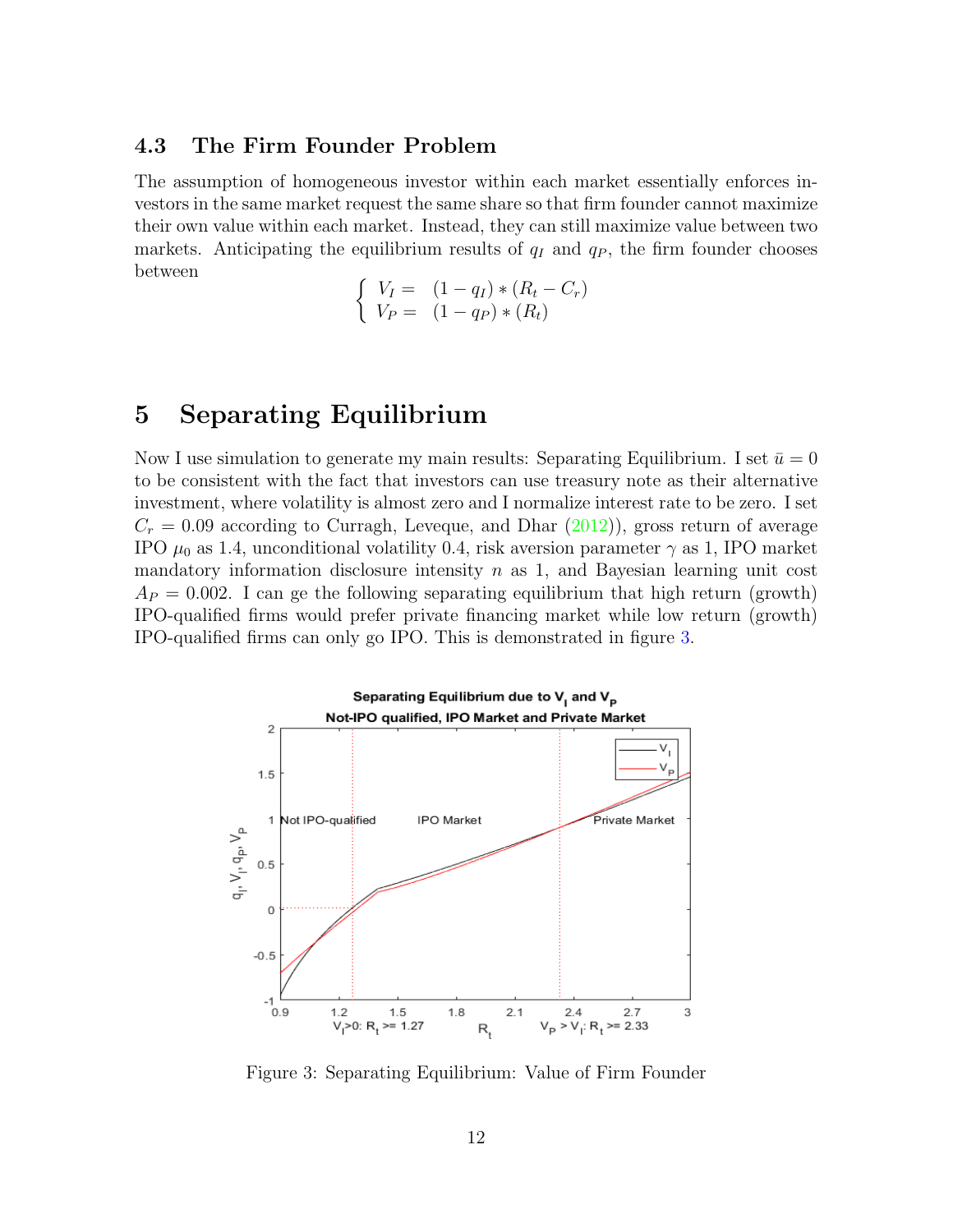### 4.3 The Firm Founder Problem

The assumption of homogeneous investor within each market essentially enforces investors in the same market request the same share so that firm founder cannot maximize their own value within each market. Instead, they can still maximize value between two markets. Anticipating the equilibrium results of $q_I$ and $q_P$, the firm founder chooses between

$$
\begin{cases} V_I = & (1 - q_I) * (R_t - C_r) \\ V_P = & (1 - q_P) * (R_t) \end{cases}
$$

# 5 Separating Equilibrium

Now I use simulation to generate my main results: Separating Equilibrium. I set $\bar{u} = 0$ to be consistent with the fact that investors can use treasury note as their alternative investment, where volatility is almost zero and I normalize interest rate to be zero. I set $C_r = 0.09$ according to Curragh, Leveque, and Dhar (2012)), gross return of average IPO $\mu_0$ as 1.4, unconditional volatility 0.4, risk aversion parameter $\gamma$ as 1, IPO market mandatory information disclosure intensity $n$ as 1, and Bayesian learning unit cost $A_P = 0.002$. I can ge the following separating equilibrium that high return (growth) IPO-qualified firms would prefer private financing market while low return (growth) IPO-qualified firms can only go IPO. This is demonstrated in figure 3.

Figure 3: Separating Equilibrium: Value of Firm Founder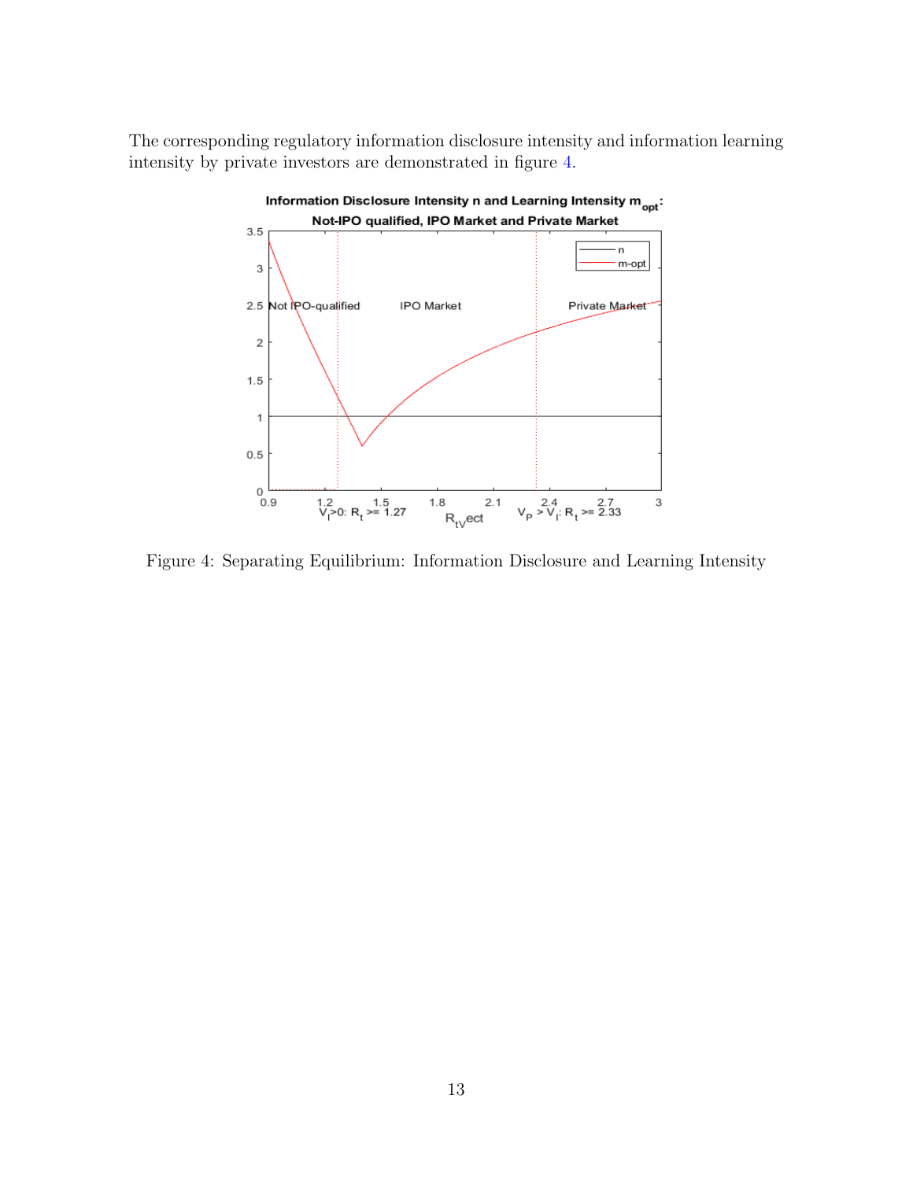The corresponding regulatory information disclosure intensity and information learning intensity by private investors are demonstrated in figure 4.

Figure 4: Separating Equilibrium: Information Disclosure and Learning Intensity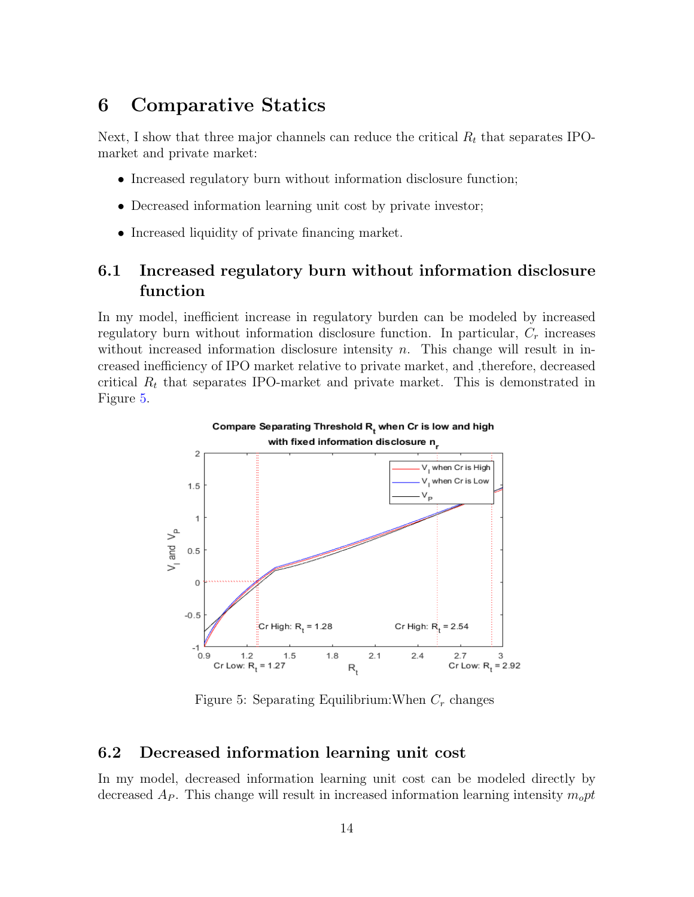# 6 Comparative Statics

Next, I show that three major channels can reduce the critical $R_t$ that separates IPO-market and private market:

- Increased regulatory burn without information disclosure function;
- Decreased information learning unit cost by private investor;
- Increased liquidity of private financing market.

## 6.1 Increased regulatory burn without information disclosure function

In my model, inefficient increase in regulatory burden can be modeled by increased regulatory burn without information disclosure function. In particular, $C_r$ increases without increased information disclosure intensity $n$. This change will result in increased inefficiency of IPO market relative to private market, and ,therefore, decreased critical $R_t$ that separates IPO-market and private market. This is demonstrated in Figure 5.

Figure 5: Separating Equilibrium:When $C_r$ changes

## 6.2 Decreased information learning unit cost

In my model, decreased information learning unit cost can be modeled directly by decreased $A_P$. This change will result in increased information learning intensity $m_opt$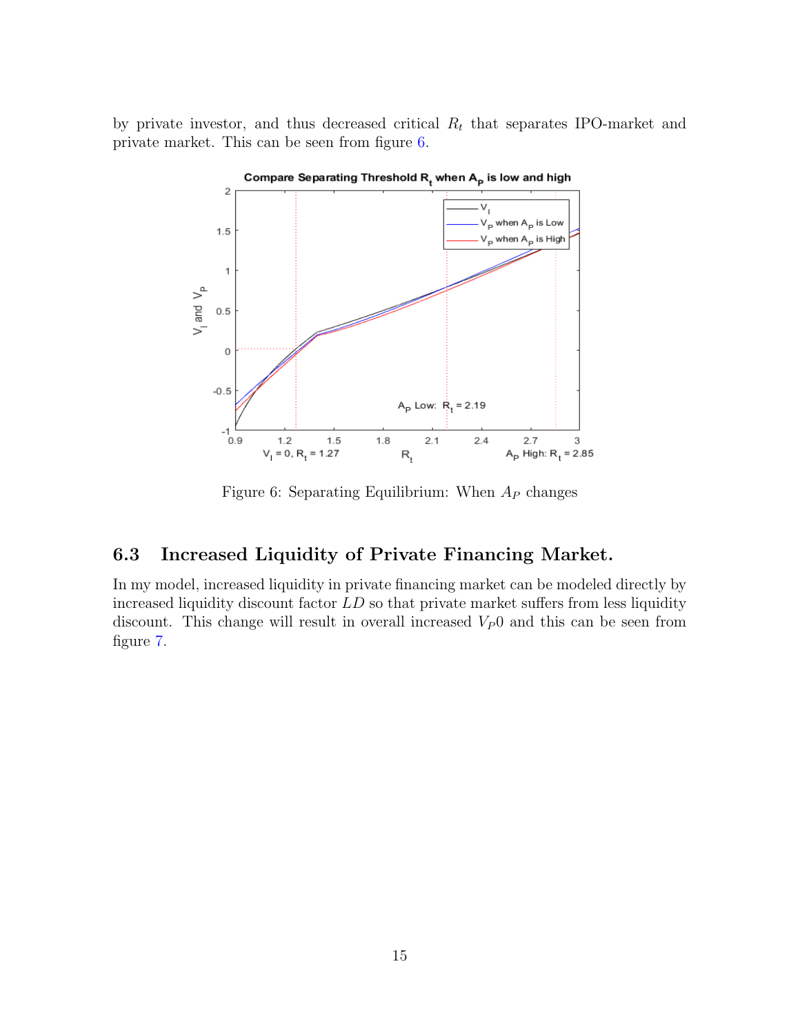by private investor, and thus decreased critical $R_t$ that separates IPO-market and private market. This can be seen from figure 6.

Figure 6: Separating Equilibrium: When $A_P$ changes

### 6.3 Increased Liquidity of Private Financing Market.

In my model, increased liquidity in private financing market can be modeled directly by increased liquidity discount factor $LD$ so that private market suffers from less liquidity discount. This change will result in overall increased $V_P0$ and this can be seen from figure 7.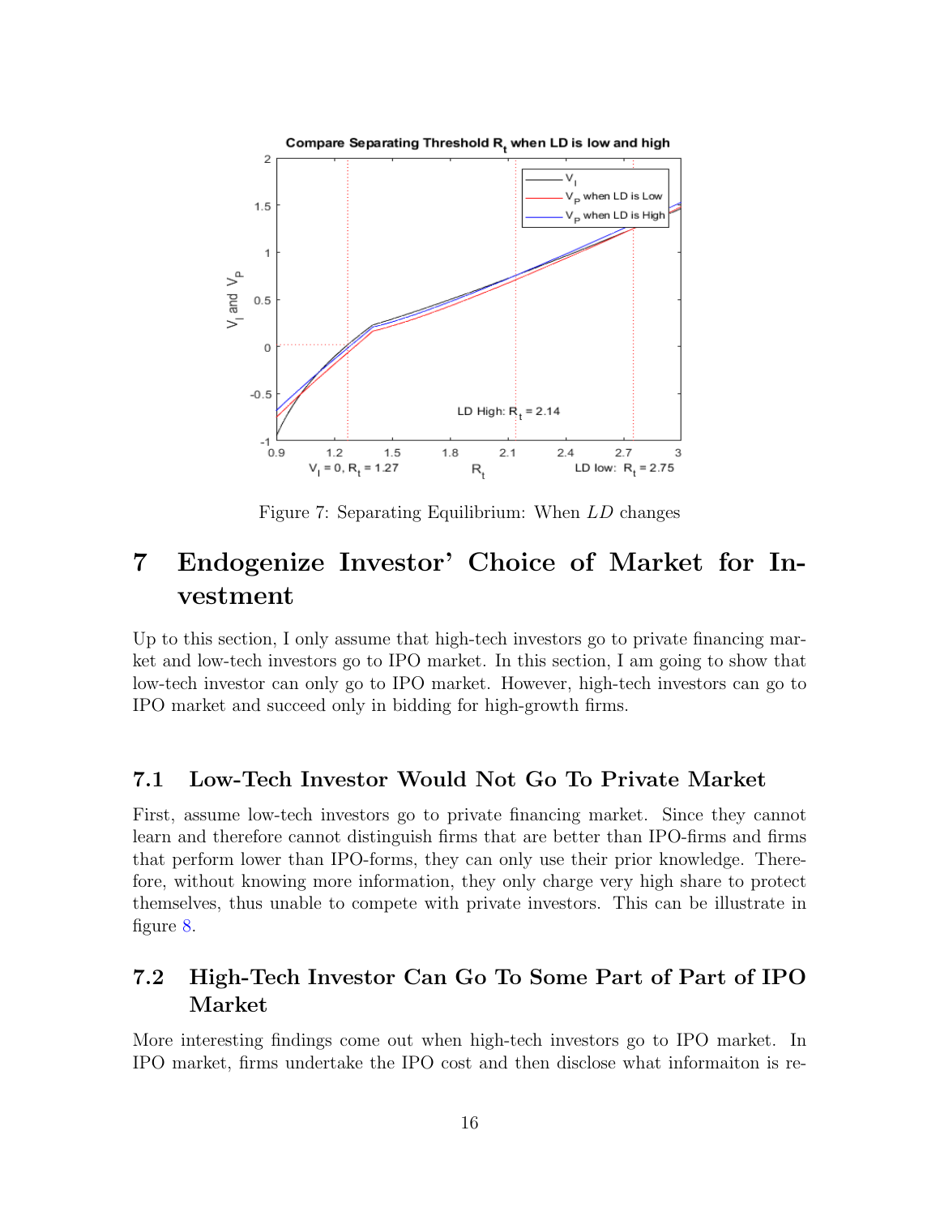Figure 7: Separating Equilibrium: When $LD$ changes

# 7 Endogenize Investor' Choice of Market for Investment

Up to this section, I only assume that high-tech investors go to private financing market and low-tech investors go to IPO market. In this section, I am going to show that low-tech investor can only go to IPO market. However, high-tech investors can go to IPO market and succeed only in bidding for high-growth firms.

## 7.1 Low-Tech Investor Would Not Go To Private Market

First, assume low-tech investors go to private financing market. Since they cannot learn and therefore cannot distinguish firms that are better than IPO-firms and firms that perform lower than IPO-forms, they can only use their prior knowledge. Therefore, without knowing more information, they only charge very high share to protect themselves, thus unable to compete with private investors. This can be illustrate in figure 8.

## 7.2 High-Tech Investor Can Go To Some Part of Part of IPO Market

More interesting findings come out when high-tech investors go to IPO market. In IPO market, firms undertake the IPO cost and then disclose what informaiton is re-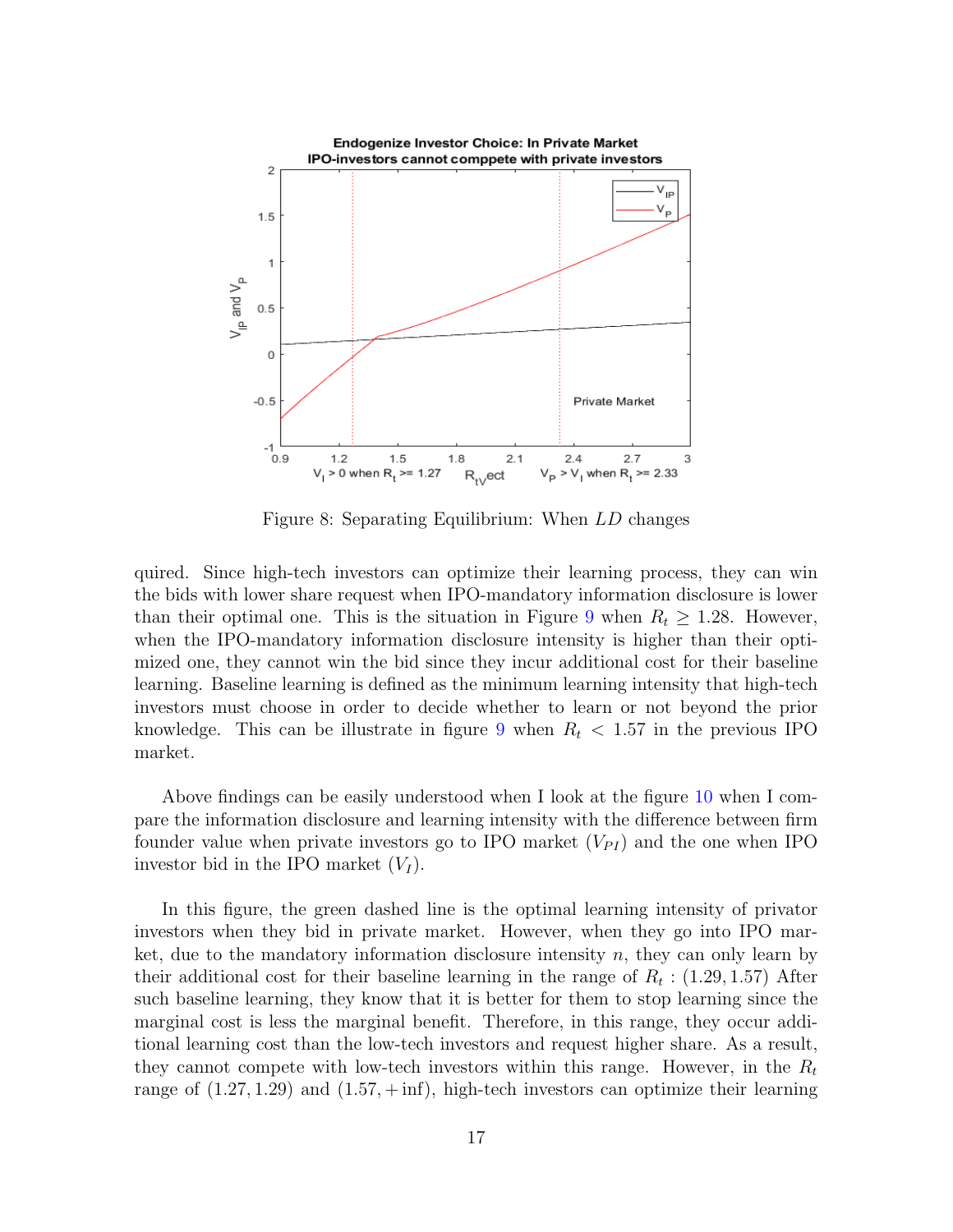Figure 8: Separating Equilibrium: When $LD$ changes

quired. Since high-tech investors can optimize their learning process, they can win the bids with lower share request when IPO-mandatory information disclosure is lower than their optimal one. This is the situation in Figure 9 when $R_t \geq 1.28$. However, when the IPO-mandatory information disclosure intensity is higher than their optimized one, they cannot win the bid since they incur additional cost for their baseline learning. Baseline learning is defined as the minimum learning intensity that high-tech investors must choose in order to decide whether to learn or not beyond the prior knowledge. This can be illustrate in figure 9 when $R_t < 1.57$ in the previous IPO market.

Above findings can be easily understood when I look at the figure 10 when I compare the information disclosure and learning intensity with the difference between firm founder value when private investors go to IPO market ($V_{PI}$) and the one when IPO investor bid in the IPO market ($V_I$).

In this figure, the green dashed line is the optimal learning intensity of privator investors when they bid in private market. However, when they go into IPO market, due to the mandatory information disclosure intensity $n$, they can only learn by their additional cost for their baseline learning in the range of $R_t : (1.29, 1.57)$ After such baseline learning, they know that it is better for them to stop learning since the marginal cost is less the marginal benefit. Therefore, in this range, they occur additional learning cost than the low-tech investors and request higher share. As a result, they cannot compete with low-tech investors within this range. However, in the $R_t$ range of $(1.27, 1.29)$ and $(1.57, +\inf)$, high-tech investors can optimize their learning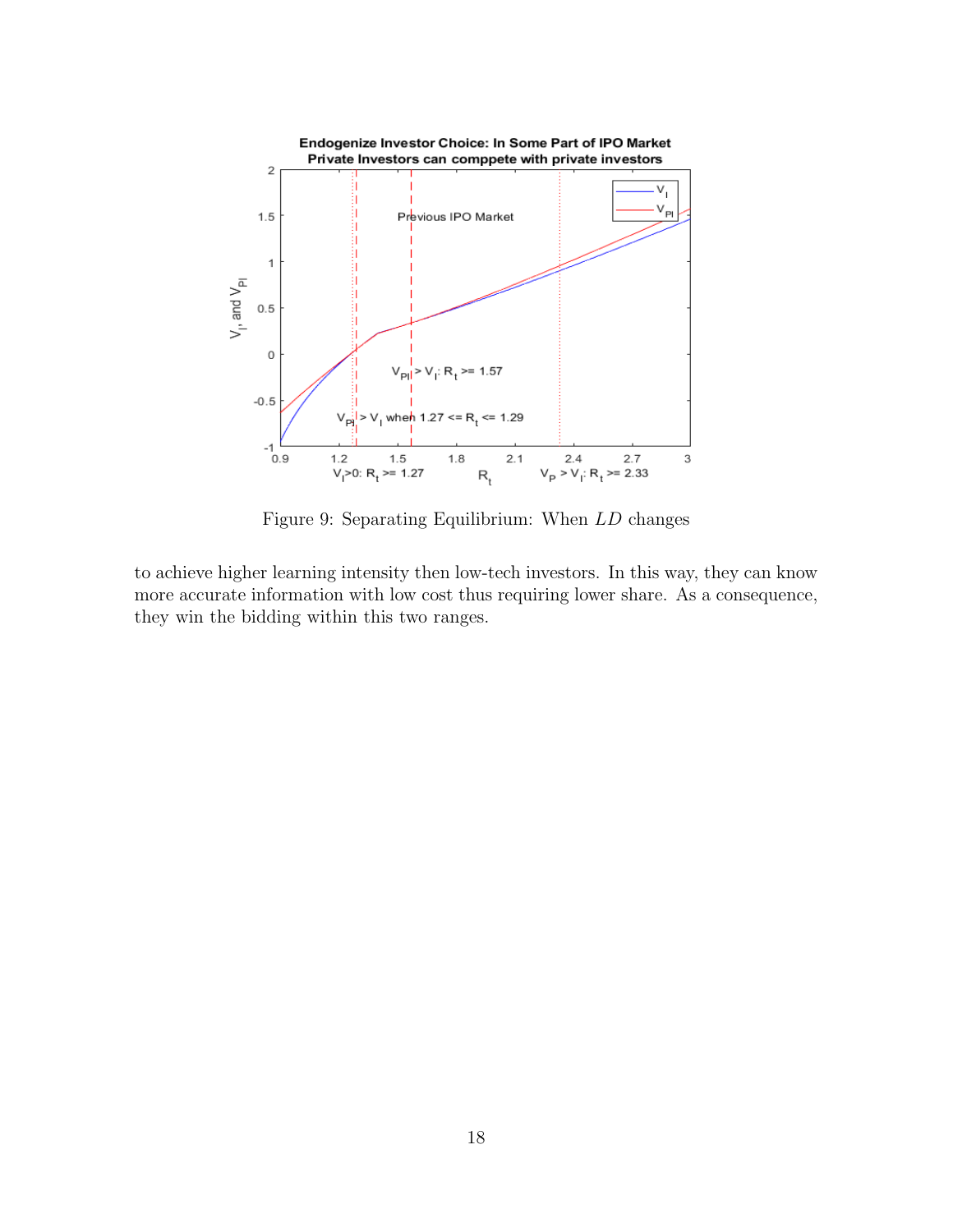Figure 9: Separating Equilibrium: When $LD$ changes

to achieve higher learning intensity then low-tech investors. In this way, they can know more accurate information with low cost thus requiring lower share. As a consequence, they win the bidding within this two ranges.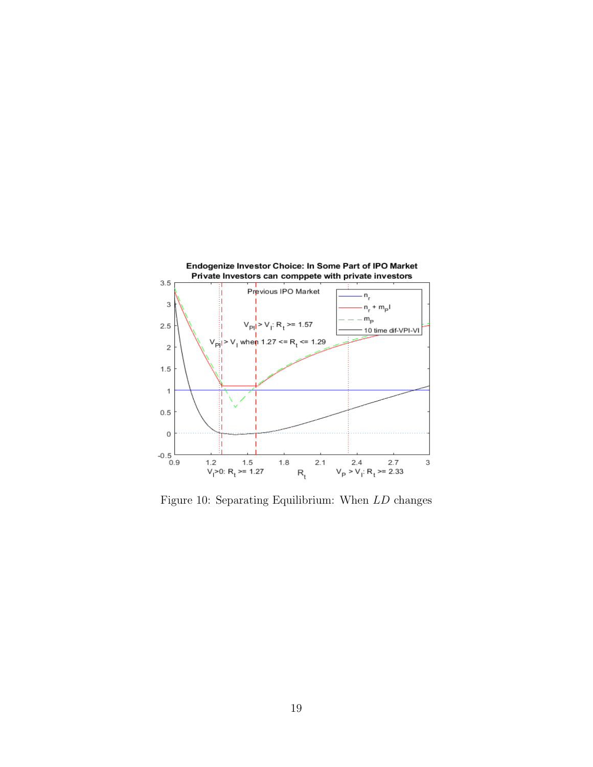Figure 10: Separating Equilibrium: When $LD$ changes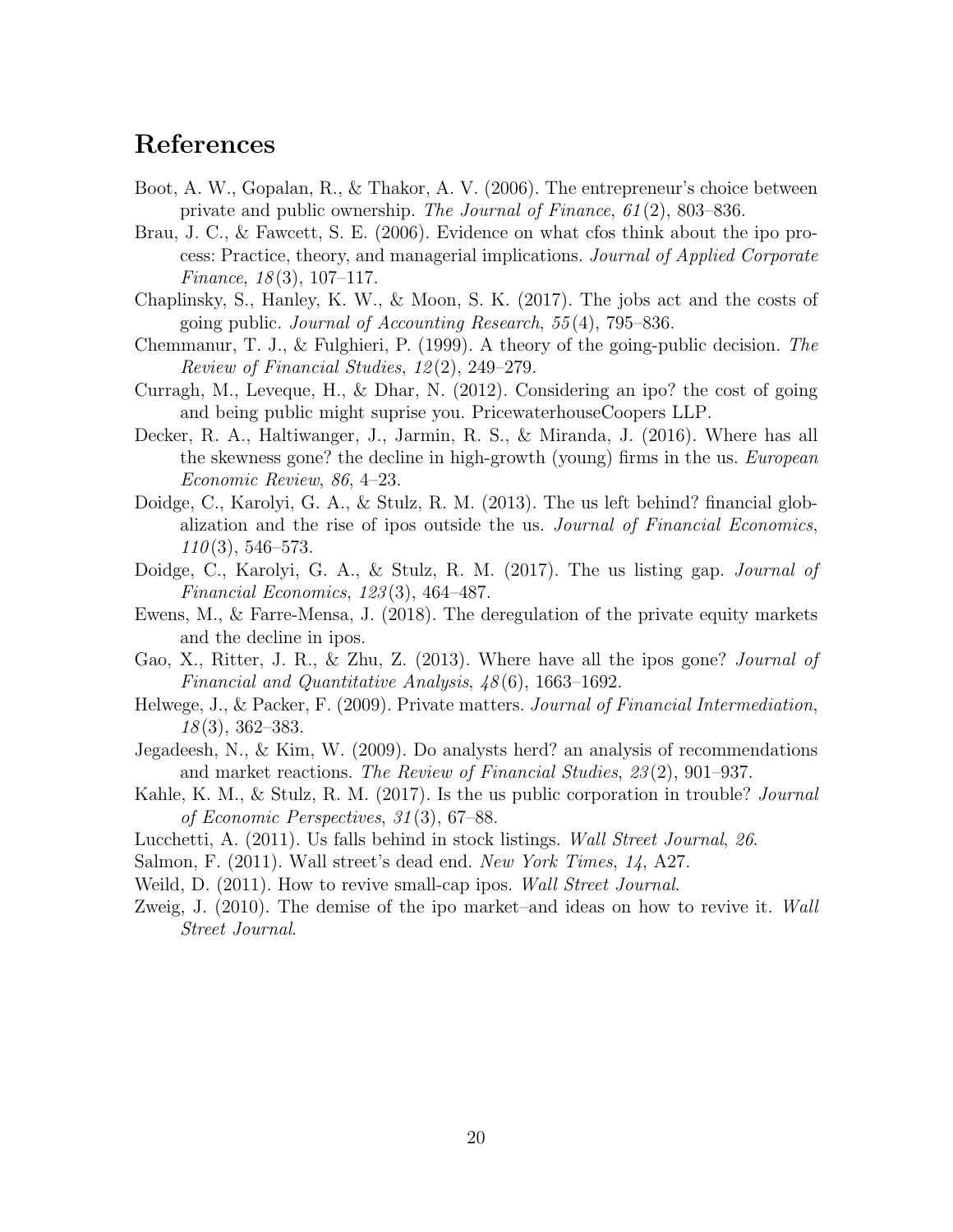# References

Boot, A. W., Gopalan, R., & Thakor, A. V. (2006). The entrepreneur's choice between private and public ownership. *The Journal of Finance*, *61*(2), 803–836.

Brau, J. C., & Fawcett, S. E. (2006). Evidence on what cfos think about the ipo process: Practice, theory, and managerial implications. *Journal of Applied Corporate Finance*, *18*(3), 107–117.

Chaplinsky, S., Hanley, K. W., & Moon, S. K. (2017). The jobs act and the costs of going public. *Journal of Accounting Research*, *55*(4), 795–836.

Chemmanur, T. J., & Fulghieri, P. (1999). A theory of the going-public decision. *The Review of Financial Studies*, *12*(2), 249–279.

Curragh, M., Leveque, H., & Dhar, N. (2012). Considering an ipo? the cost of going and being public might suprise you. PricewaterhouseCoopers LLP.

Decker, R. A., Haltiwanger, J., Jarmin, R. S., & Miranda, J. (2016). Where has all the skewness gone? the decline in high-growth (young) firms in the us. *European Economic Review*, *86*, 4–23.

Doidge, C., Karolyi, G. A., & Stulz, R. M. (2013). The us left behind? financial globalization and the rise of ipos outside the us. *Journal of Financial Economics*, *110*(3), 546–573.

Doidge, C., Karolyi, G. A., & Stulz, R. M. (2017). The us listing gap. *Journal of Financial Economics*, *123*(3), 464–487.

Ewens, M., & Farre-Mensa, J. (2018). The deregulation of the private equity markets and the decline in ipos.

Gao, X., Ritter, J. R., & Zhu, Z. (2013). Where have all the ipos gone? *Journal of Financial and Quantitative Analysis*, *48*(6), 1663–1692.

Helwege, J., & Packer, F. (2009). Private matters. *Journal of Financial Intermediation*, *18*(3), 362–383.

Jegadeesh, N., & Kim, W. (2009). Do analysts herd? an analysis of recommendations and market reactions. *The Review of Financial Studies*, *23*(2), 901–937.

Kahle, K. M., & Stulz, R. M. (2017). Is the us public corporation in trouble? *Journal of Economic Perspectives*, *31*(3), 67–88.

Lucchetti, A. (2011). Us falls behind in stock listings. *Wall Street Journal*, *26*.

Salmon, F. (2011). Wall street's dead end. *New York Times*, *14*, A27.

Weild, D. (2011). How to revive small-cap ipos. *Wall Street Journal*.

Zweig, J. (2010). The demise of the ipo market–and ideas on how to revive it. *Wall Street Journal*.